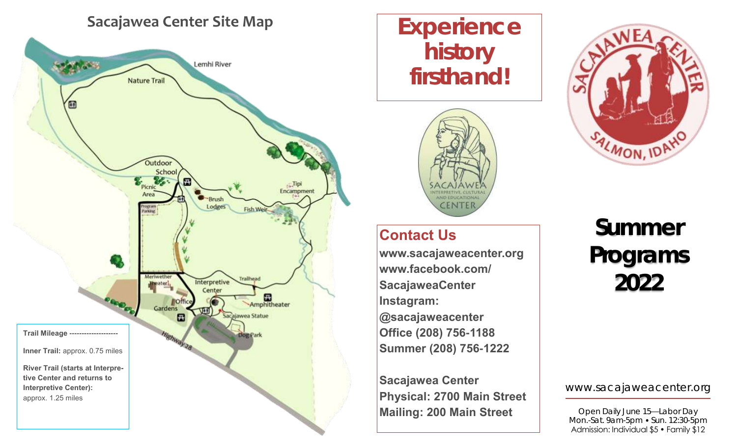## Sacajawea Center Site Map

Lemhi River

Nature Trail

Outdoor School

Picnic Area

Program Parking

Brush Lodges

Tipi Encampment

Fish Weir

Meriwether Theater

Interpretive Center

Trailhead

Office

Gardens

Amphitheater

Sacajawea Statue

Dog Park

Highway 28

**Trail Mileage --------------------**

**Inner Trail:** approx. 0.75 miles

**River Trail (starts at Interpretive Center and returns to Interpretive Center):** approx. 1.25 miles

# Experience history firsthand!

SACAJAWEA INTERPRETIVE, CULTURAL AND EDUCATIONAL CENTER

## Contact Us

**www.sacajaweacenter.org**
**www.facebook.com/SacajaweaCenter**
**Instagram: @sacajaweacenter**
**Office (208) 756-1188**
**Summer (208) 756-1222**

**Sacajawea Center**
**Physical: 2700 Main Street**
**Mailing: 200 Main Street**

SACAJAWEA CENTER SALMON, IDAHO

# Summer Programs 2022

www.sacajaweacenter.org

Open Daily June 15—Labor Day
Mon.-Sat. 9am-5pm • Sun. 12:30-5pm
Admission: Individual $5 • Family $12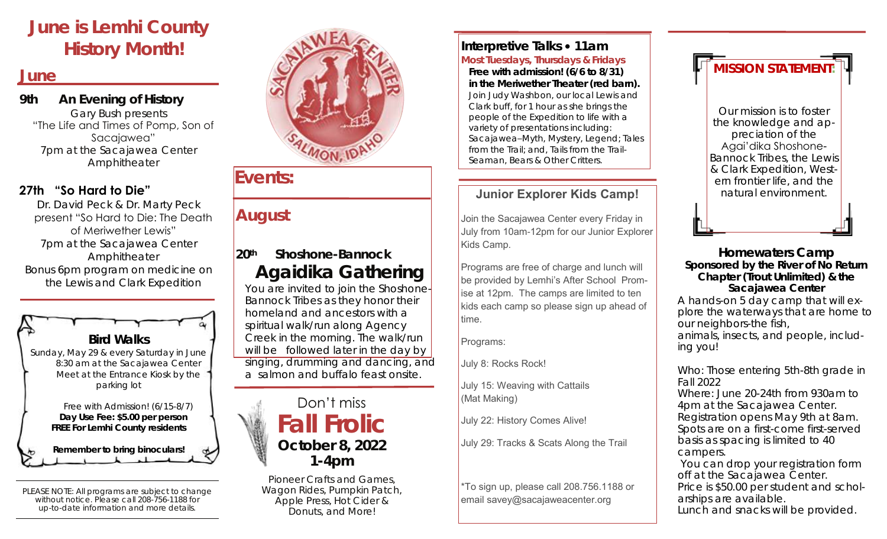# June is Lemhi County History Month!

## June

### 9th An Evening of History

Gary Bush presents
"The Life and Times of Pomp, Son of Sacajawea"
7pm at the Sacajawea Center Amphitheater

### 27th "So Hard to Die"

Dr. David Peck & Dr. Marty Peck present "So Hard to Die: The Death of Meriwether Lewis"
7pm at the Sacajawea Center Amphitheater
Bonus 6pm program on medicine on the Lewis and Clark Expedition

### Bird Walks

Sunday, May 29 & every Saturday in June
8:30 am at the Sacajawea Center
Meet at the Entrance Kiosk by the parking lot

Free with Admission! (6/15-8/7)
**Day Use Fee: $5.00 per person**
**FREE For Lemhi County residents**

**Remember to bring binoculars!**

PLEASE NOTE: All programs are subject to change without notice. Please call 208-756-1188 for up-to-date information and more details.

SACAJAWEA CENTER
SALMON, IDAHO

## Events:

## August

### 20th Shoshone-Bannock Agaidika Gathering

You are invited to join the Shoshone-Bannock Tribes as they honor their homeland and ancestors with a spiritual walk/run along Agency Creek in the morning. The walk/run will be followed later in the day by singing, drumming and dancing, and a salmon and buffalo feast onsite.

Don't miss

## Fall Frolic

**October 8, 2022**
**1-4pm**

Pioneer Crafts and Games, Wagon Rides, Pumpkin Patch, Apple Press, Hot Cider & Donuts, and More!

### Interpretive Talks • 11am

**Most Tuesdays, Thursdays & Fridays**
**Free with admission! (6/6 to 8/31) in the Meriwether Theater (red barn).**
Join Judy Washbon, our local Lewis and Clark buff, for 1 hour as she brings the people of the Expedition to life with a variety of presentations including: Sacajawea–Myth, Mystery, Legend; Tales from the Trail; and, Tails from the Trail-Seaman, Bears & Other Critters.

### Junior Explorer Kids Camp!

Join the Sacajawea Center every Friday in July from 10am-12pm for our Junior Explorer Kids Camp.

Programs are free of charge and lunch will be provided by Lemhi's After School Promise at 12pm. The camps are limited to ten kids each camp so please sign up ahead of time.

Programs:

July 8: Rocks Rock!

July 15: Weaving with Cattails (Mat Making)

July 22: History Comes Alive!

July 29: Tracks & Scats Along the Trail

*To sign up, please call 208.756.1188 or email savey@sacajaweacenter.org

### MISSION STATEMENT:

Our mission is to foster the knowledge and appreciation of the Agai'dika Shoshone-Bannock Tribes, the Lewis & Clark Expedition, Western frontier life, and the natural environment.

### Homewaters Camp

**Sponsored by the River of No Return Chapter (Trout Unlimited) & the Sacajawea Center**

A hands-on 5 day camp that will explore the waterways that are home to our neighbors-the fish, animals, insects, and people, including you!

Who: Those entering 5th-8th grade in Fall 2022
Where: June 20-24th from 930am to 4pm at the Sacajawea Center.
Registration opens May 9th at 8am. Spots are on a first-come first-served basis as spacing is limited to 40 campers.
You can drop your registration form off at the Sacajawea Center.
Price is $50.00 per student and scholarships are available.
Lunch and snacks will be provided.